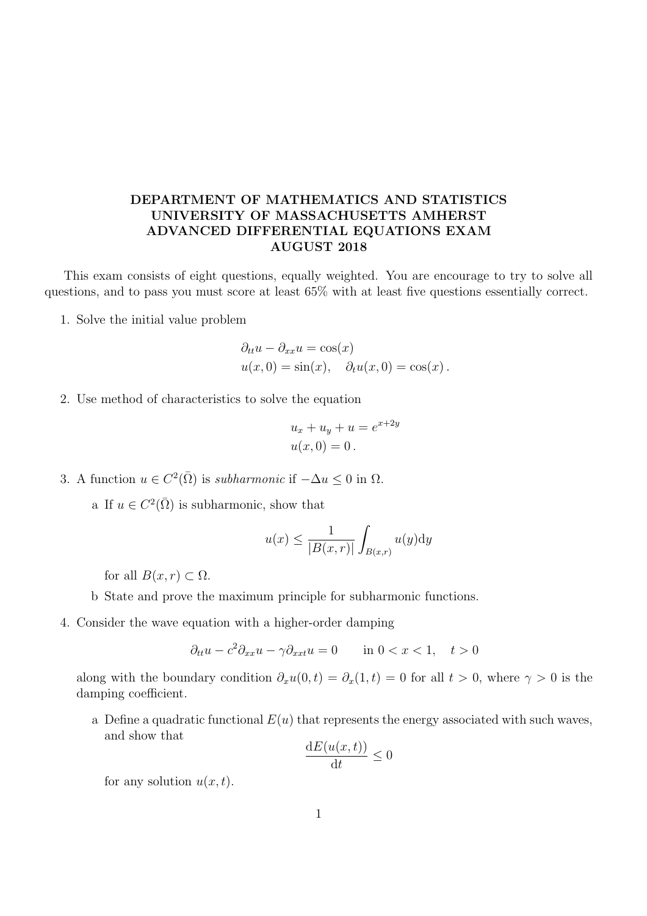# DEPARTMENT OF MATHEMATICS AND STATISTICS
# UNIVERSITY OF MASSACHUSETTS AMHERST
# ADVANCED DIFFERENTIAL EQUATIONS EXAM
# AUGUST 2018

This exam consists of eight questions, equally weighted. You are encourage to try to solve all questions, and to pass you must score at least 65% with at least five questions essentially correct.

1. Solve the initial value problem

$$\partial_{tt}u - \partial_{xx}u = \cos(x)$$
$$u(x,0) = \sin(x), \quad \partial_t u(x,0) = \cos(x)\,.$$

2. Use method of characteristics to solve the equation

$$u_x + u_y + u = e^{x+2y}$$
$$u(x,0) = 0\,.$$

3. A function $u \in C^2(\bar{\Omega})$ is *subharmonic* if $-\Delta u \leq 0$ in $\Omega$.

   a If $u \in C^2(\bar{\Omega})$ is subharmonic, show that

   $$u(x) \leq \frac{1}{|B(x,r)|} \int_{B(x,r)} u(y)\mathrm{d}y$$

   for all $B(x,r) \subset \Omega$.

   b State and prove the maximum principle for subharmonic functions.

4. Consider the wave equation with a higher-order damping

$$\partial_{tt}u - c^2 \partial_{xx}u - \gamma \partial_{xxt}u = 0 \qquad \text{in } 0 < x < 1, \quad t > 0$$

along with the boundary condition $\partial_x u(0,t) = \partial_x(1,t) = 0$ for all $t > 0$, where $\gamma > 0$ is the damping coefficient.

   a Define a quadratic functional $E(u)$ that represents the energy associated with such waves, and show that

   $$\frac{\mathrm{d}E(u(x,t))}{\mathrm{d}t} \leq 0$$

   for any solution $u(x,t)$.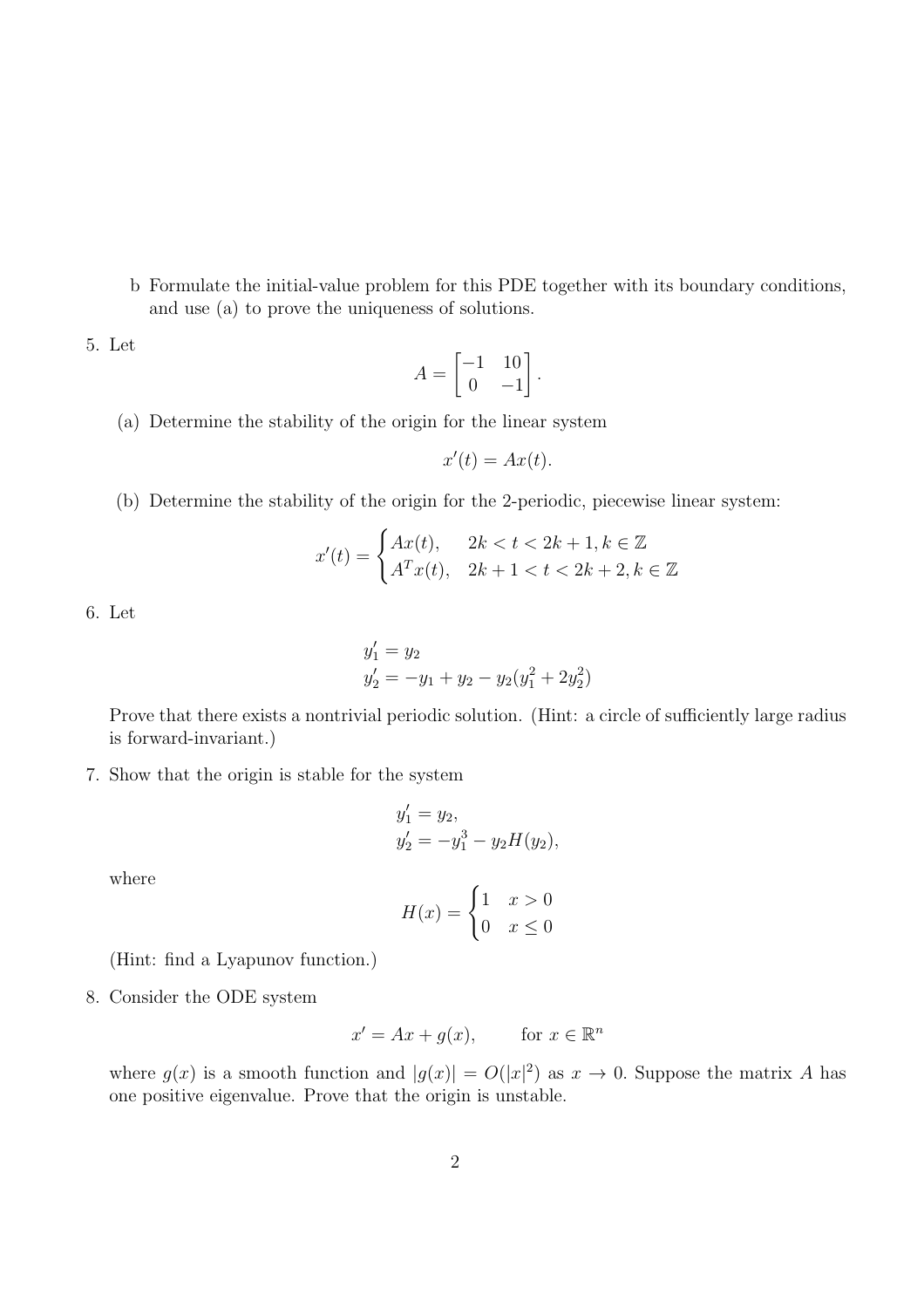b Formulate the initial-value problem for this PDE together with its boundary conditions, and use (a) to prove the uniqueness of solutions.

5. Let

$$A = \begin{bmatrix} -1 & 10 \\ 0 & -1 \end{bmatrix}.$$

   (a) Determine the stability of the origin for the linear system

$$x'(t) = Ax(t).$$

   (b) Determine the stability of the origin for the 2-periodic, piecewise linear system:

$$x'(t) = \begin{cases} Ax(t), & 2k < t < 2k+1, k \in \mathbb{Z} \\ A^T x(t), & 2k+1 < t < 2k+2, k \in \mathbb{Z} \end{cases}$$

6. Let

$$\begin{aligned} y_1' &= y_2 \\ y_2' &= -y_1 + y_2 - y_2(y_1^2 + 2y_2^2) \end{aligned}$$

   Prove that there exists a nontrivial periodic solution. (Hint: a circle of sufficiently large radius is forward-invariant.)

7. Show that the origin is stable for the system

$$\begin{aligned} y_1' &= y_2, \\ y_2' &= -y_1^3 - y_2 H(y_2), \end{aligned}$$

   where

$$H(x) = \begin{cases} 1 & x > 0 \\ 0 & x \leq 0 \end{cases}$$

   (Hint: find a Lyapunov function.)

8. Consider the ODE system

$$x' = Ax + g(x), \qquad \text{for } x \in \mathbb{R}^n$$

   where $g(x)$ is a smooth function and $|g(x)| = O(|x|^2)$ as $x \to 0$. Suppose the matrix $A$ has one positive eigenvalue. Prove that the origin is unstable.